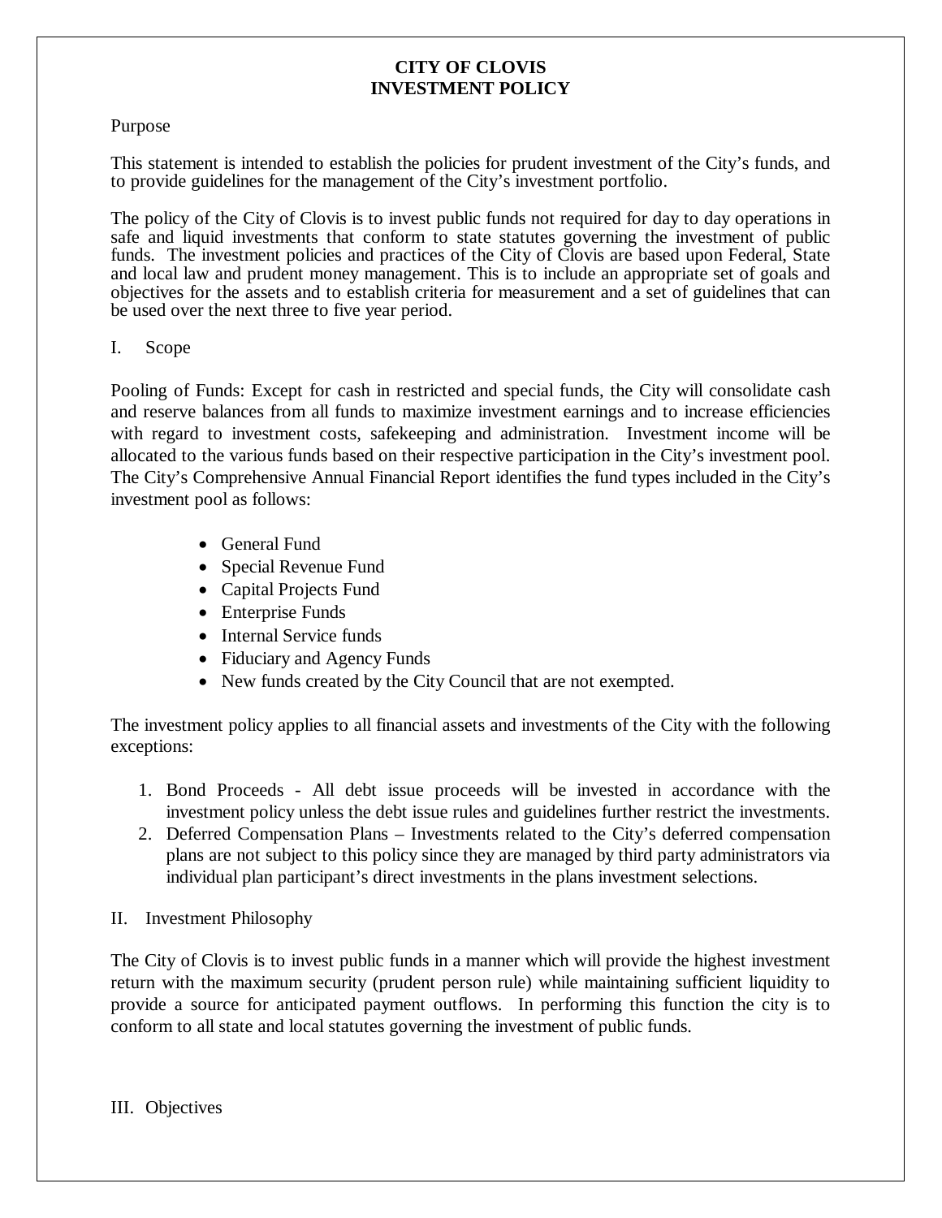# CITY OF CLOVIS
# INVESTMENT POLICY

Purpose

This statement is intended to establish the policies for prudent investment of the City's funds, and to provide guidelines for the management of the City's investment portfolio.

The policy of the City of Clovis is to invest public funds not required for day to day operations in safe and liquid investments that conform to state statutes governing the investment of public funds. The investment policies and practices of the City of Clovis are based upon Federal, State and local law and prudent money management. This is to include an appropriate set of goals and objectives for the assets and to establish criteria for measurement and a set of guidelines that can be used over the next three to five year period.

## I. Scope

Pooling of Funds: Except for cash in restricted and special funds, the City will consolidate cash and reserve balances from all funds to maximize investment earnings and to increase efficiencies with regard to investment costs, safekeeping and administration. Investment income will be allocated to the various funds based on their respective participation in the City's investment pool. The City's Comprehensive Annual Financial Report identifies the fund types included in the City's investment pool as follows:

- General Fund
- Special Revenue Fund
- Capital Projects Fund
- Enterprise Funds
- Internal Service funds
- Fiduciary and Agency Funds
- New funds created by the City Council that are not exempted.

The investment policy applies to all financial assets and investments of the City with the following exceptions:

1. Bond Proceeds - All debt issue proceeds will be invested in accordance with the investment policy unless the debt issue rules and guidelines further restrict the investments.
2. Deferred Compensation Plans – Investments related to the City's deferred compensation plans are not subject to this policy since they are managed by third party administrators via individual plan participant's direct investments in the plans investment selections.

## II. Investment Philosophy

The City of Clovis is to invest public funds in a manner which will provide the highest investment return with the maximum security (prudent person rule) while maintaining sufficient liquidity to provide a source for anticipated payment outflows. In performing this function the city is to conform to all state and local statutes governing the investment of public funds.

## III. Objectives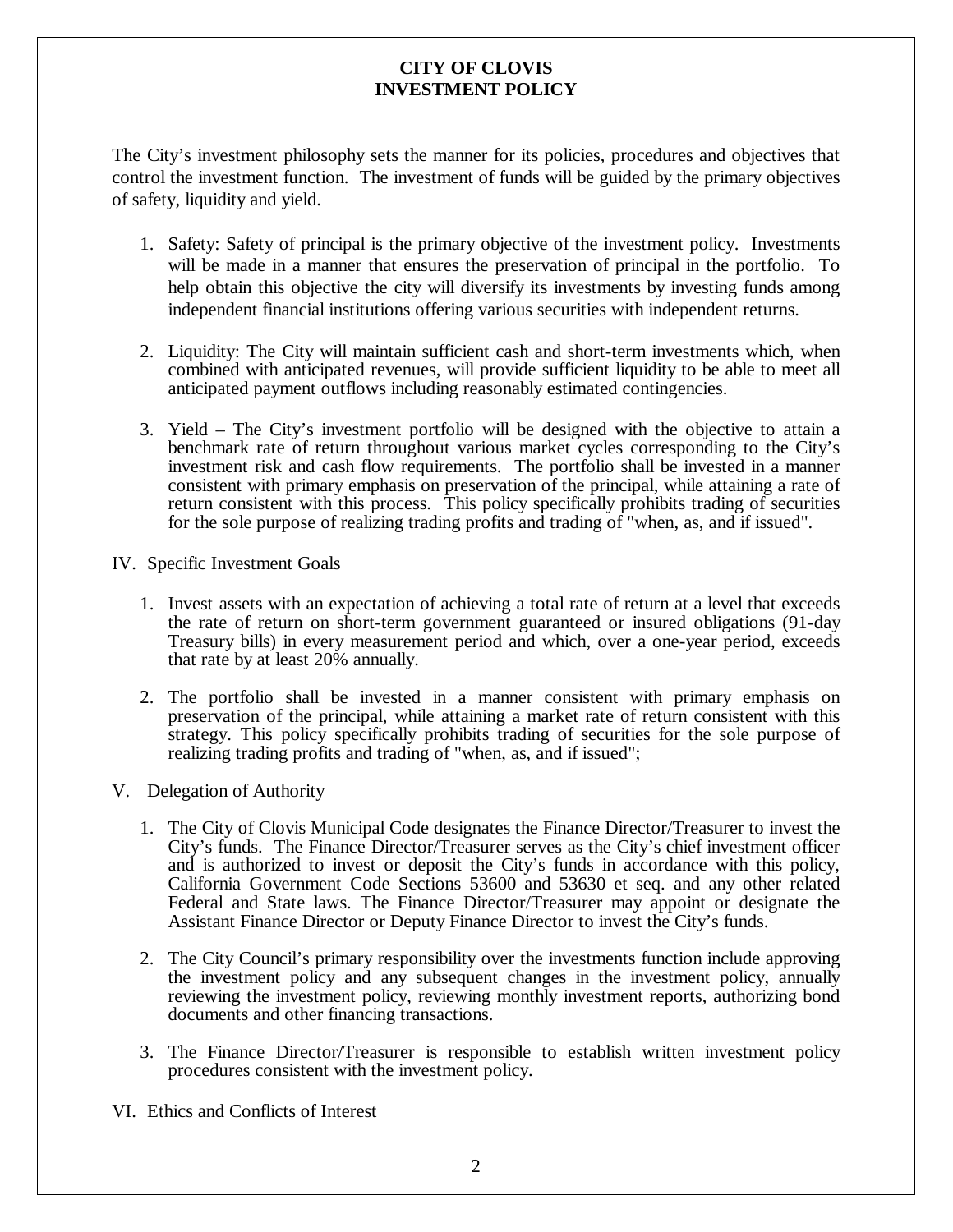# CITY OF CLOVIS
# INVESTMENT POLICY

The City's investment philosophy sets the manner for its policies, procedures and objectives that control the investment function. The investment of funds will be guided by the primary objectives of safety, liquidity and yield.

1. Safety: Safety of principal is the primary objective of the investment policy. Investments will be made in a manner that ensures the preservation of principal in the portfolio. To help obtain this objective the city will diversify its investments by investing funds among independent financial institutions offering various securities with independent returns.

2. Liquidity: The City will maintain sufficient cash and short-term investments which, when combined with anticipated revenues, will provide sufficient liquidity to be able to meet all anticipated payment outflows including reasonably estimated contingencies.

3. Yield – The City's investment portfolio will be designed with the objective to attain a benchmark rate of return throughout various market cycles corresponding to the City's investment risk and cash flow requirements. The portfolio shall be invested in a manner consistent with primary emphasis on preservation of the principal, while attaining a rate of return consistent with this process. This policy specifically prohibits trading of securities for the sole purpose of realizing trading profits and trading of "when, as, and if issued".

IV. Specific Investment Goals

1. Invest assets with an expectation of achieving a total rate of return at a level that exceeds the rate of return on short-term government guaranteed or insured obligations (91-day Treasury bills) in every measurement period and which, over a one-year period, exceeds that rate by at least 20% annually.

2. The portfolio shall be invested in a manner consistent with primary emphasis on preservation of the principal, while attaining a market rate of return consistent with this strategy. This policy specifically prohibits trading of securities for the sole purpose of realizing trading profits and trading of "when, as, and if issued";

V. Delegation of Authority

1. The City of Clovis Municipal Code designates the Finance Director/Treasurer to invest the City's funds. The Finance Director/Treasurer serves as the City's chief investment officer and is authorized to invest or deposit the City's funds in accordance with this policy, California Government Code Sections 53600 and 53630 et seq. and any other related Federal and State laws. The Finance Director/Treasurer may appoint or designate the Assistant Finance Director or Deputy Finance Director to invest the City's funds.

2. The City Council's primary responsibility over the investments function include approving the investment policy and any subsequent changes in the investment policy, annually reviewing the investment policy, reviewing monthly investment reports, authorizing bond documents and other financing transactions.

3. The Finance Director/Treasurer is responsible to establish written investment policy procedures consistent with the investment policy.

VI. Ethics and Conflicts of Interest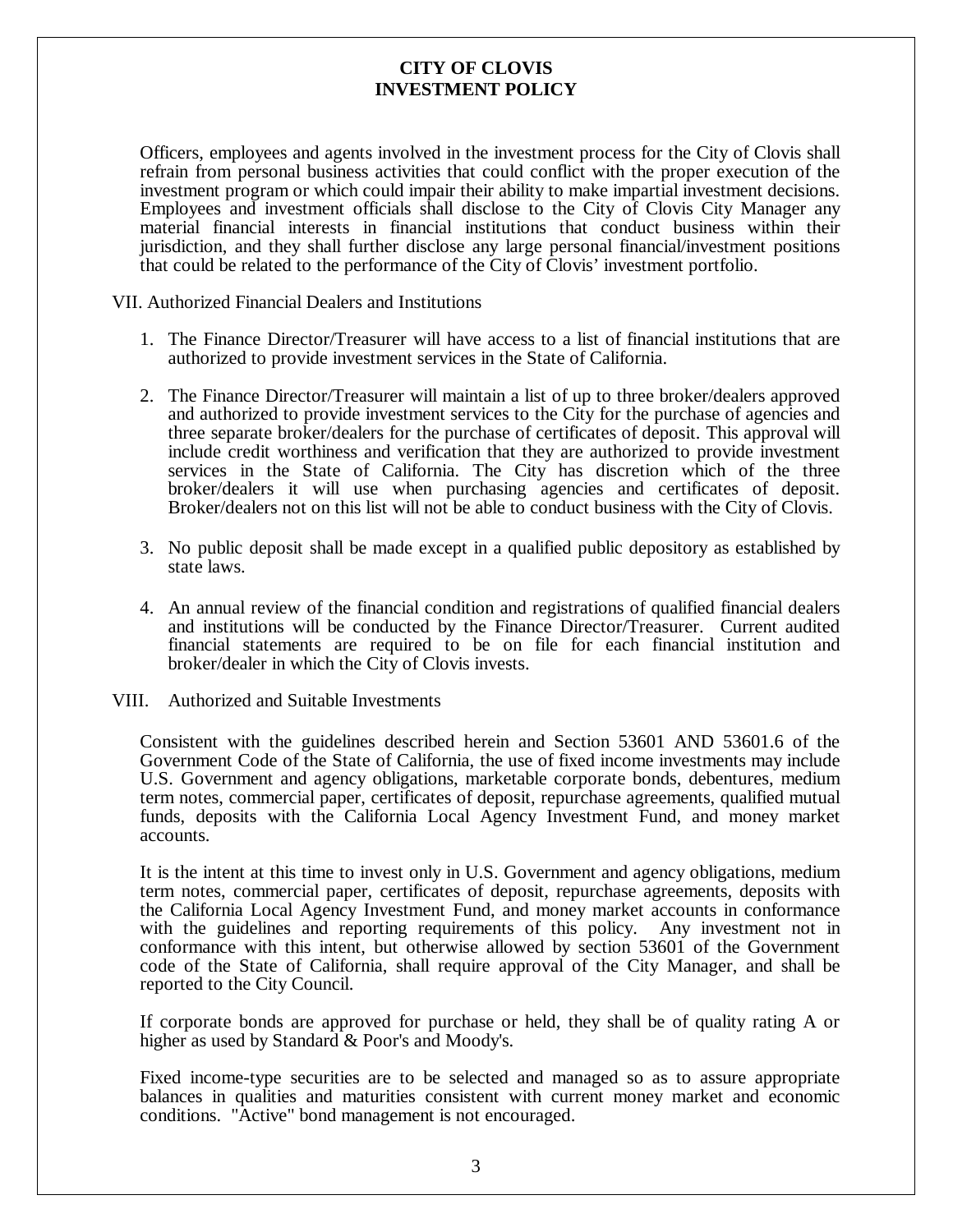# CITY OF CLOVIS
# INVESTMENT POLICY

Officers, employees and agents involved in the investment process for the City of Clovis shall refrain from personal business activities that could conflict with the proper execution of the investment program or which could impair their ability to make impartial investment decisions. Employees and investment officials shall disclose to the City of Clovis City Manager any material financial interests in financial institutions that conduct business within their jurisdiction, and they shall further disclose any large personal financial/investment positions that could be related to the performance of the City of Clovis' investment portfolio.

VII. Authorized Financial Dealers and Institutions

1. The Finance Director/Treasurer will have access to a list of financial institutions that are authorized to provide investment services in the State of California.

2. The Finance Director/Treasurer will maintain a list of up to three broker/dealers approved and authorized to provide investment services to the City for the purchase of agencies and three separate broker/dealers for the purchase of certificates of deposit. This approval will include credit worthiness and verification that they are authorized to provide investment services in the State of California. The City has discretion which of the three broker/dealers it will use when purchasing agencies and certificates of deposit. Broker/dealers not on this list will not be able to conduct business with the City of Clovis.

3. No public deposit shall be made except in a qualified public depository as established by state laws.

4. An annual review of the financial condition and registrations of qualified financial dealers and institutions will be conducted by the Finance Director/Treasurer. Current audited financial statements are required to be on file for each financial institution and broker/dealer in which the City of Clovis invests.

VIII. Authorized and Suitable Investments

Consistent with the guidelines described herein and Section 53601 AND 53601.6 of the Government Code of the State of California, the use of fixed income investments may include U.S. Government and agency obligations, marketable corporate bonds, debentures, medium term notes, commercial paper, certificates of deposit, repurchase agreements, qualified mutual funds, deposits with the California Local Agency Investment Fund, and money market accounts.

It is the intent at this time to invest only in U.S. Government and agency obligations, medium term notes, commercial paper, certificates of deposit, repurchase agreements, deposits with the California Local Agency Investment Fund, and money market accounts in conformance with the guidelines and reporting requirements of this policy. Any investment not in conformance with this intent, but otherwise allowed by section 53601 of the Government code of the State of California, shall require approval of the City Manager, and shall be reported to the City Council.

If corporate bonds are approved for purchase or held, they shall be of quality rating A or higher as used by Standard & Poor's and Moody's.

Fixed income-type securities are to be selected and managed so as to assure appropriate balances in qualities and maturities consistent with current money market and economic conditions. "Active" bond management is not encouraged.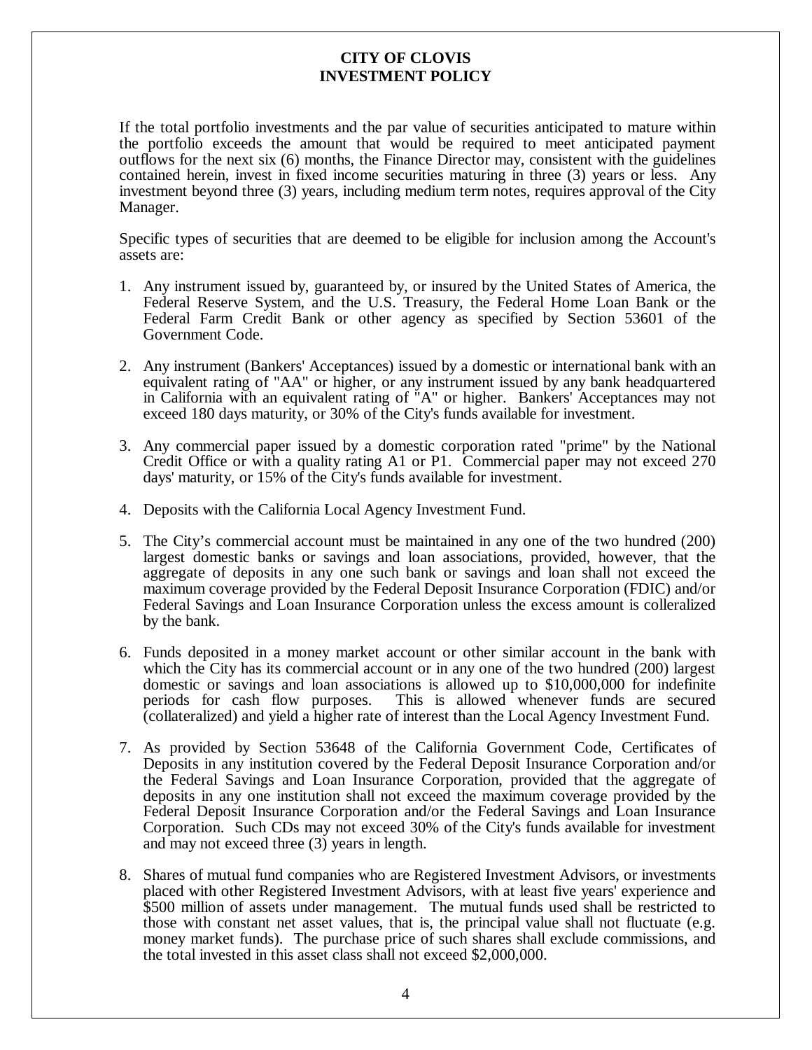**CITY OF CLOVIS**
**INVESTMENT POLICY**

If the total portfolio investments and the par value of securities anticipated to mature within the portfolio exceeds the amount that would be required to meet anticipated payment outflows for the next six (6) months, the Finance Director may, consistent with the guidelines contained herein, invest in fixed income securities maturing in three (3) years or less. Any investment beyond three (3) years, including medium term notes, requires approval of the City Manager.

Specific types of securities that are deemed to be eligible for inclusion among the Account's assets are:

1. Any instrument issued by, guaranteed by, or insured by the United States of America, the Federal Reserve System, and the U.S. Treasury, the Federal Home Loan Bank or the Federal Farm Credit Bank or other agency as specified by Section 53601 of the Government Code.

2. Any instrument (Bankers' Acceptances) issued by a domestic or international bank with an equivalent rating of "AA" or higher, or any instrument issued by any bank headquartered in California with an equivalent rating of "A" or higher. Bankers' Acceptances may not exceed 180 days maturity, or 30% of the City's funds available for investment.

3. Any commercial paper issued by a domestic corporation rated "prime" by the National Credit Office or with a quality rating A1 or P1. Commercial paper may not exceed 270 days' maturity, or 15% of the City's funds available for investment.

4. Deposits with the California Local Agency Investment Fund.

5. The City's commercial account must be maintained in any one of the two hundred (200) largest domestic banks or savings and loan associations, provided, however, that the aggregate of deposits in any one such bank or savings and loan shall not exceed the maximum coverage provided by the Federal Deposit Insurance Corporation (FDIC) and/or Federal Savings and Loan Insurance Corporation unless the excess amount is colleralized by the bank.

6. Funds deposited in a money market account or other similar account in the bank with which the City has its commercial account or in any one of the two hundred (200) largest domestic or savings and loan associations is allowed up to $10,000,000 for indefinite periods for cash flow purposes. This is allowed whenever funds are secured (collateralized) and yield a higher rate of interest than the Local Agency Investment Fund.

7. As provided by Section 53648 of the California Government Code, Certificates of Deposits in any institution covered by the Federal Deposit Insurance Corporation and/or the Federal Savings and Loan Insurance Corporation, provided that the aggregate of deposits in any one institution shall not exceed the maximum coverage provided by the Federal Deposit Insurance Corporation and/or the Federal Savings and Loan Insurance Corporation. Such CDs may not exceed 30% of the City's funds available for investment and may not exceed three (3) years in length.

8. Shares of mutual fund companies who are Registered Investment Advisors, or investments placed with other Registered Investment Advisors, with at least five years' experience and $500 million of assets under management. The mutual funds used shall be restricted to those with constant net asset values, that is, the principal value shall not fluctuate (e.g. money market funds). The purchase price of such shares shall exclude commissions, and the total invested in this asset class shall not exceed $2,000,000.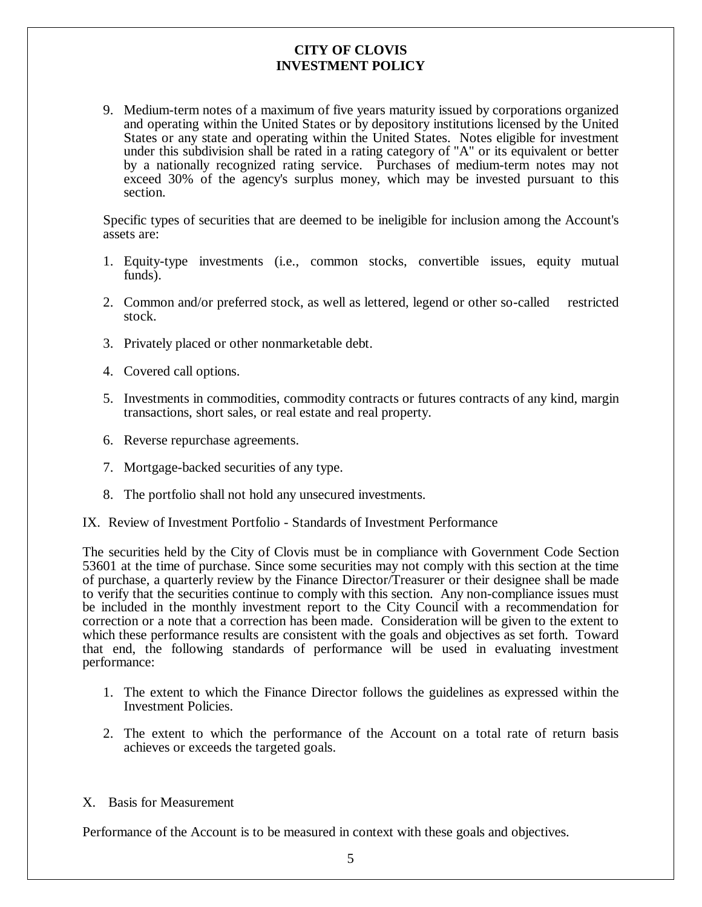9. Medium-term notes of a maximum of five years maturity issued by corporations organized and operating within the United States or by depository institutions licensed by the United States or any state and operating within the United States. Notes eligible for investment under this subdivision shall be rated in a rating category of "A" or its equivalent or better by a nationally recognized rating service. Purchases of medium-term notes may not exceed 30% of the agency's surplus money, which may be invested pursuant to this section.

Specific types of securities that are deemed to be ineligible for inclusion among the Account's assets are:

1. Equity-type investments (i.e., common stocks, convertible issues, equity mutual funds).
2. Common and/or preferred stock, as well as lettered, legend or other so-called restricted stock.
3. Privately placed or other nonmarketable debt.
4. Covered call options.
5. Investments in commodities, commodity contracts or futures contracts of any kind, margin transactions, short sales, or real estate and real property.
6. Reverse repurchase agreements.
7. Mortgage-backed securities of any type.
8. The portfolio shall not hold any unsecured investments.

## IX. Review of Investment Portfolio - Standards of Investment Performance

The securities held by the City of Clovis must be in compliance with Government Code Section 53601 at the time of purchase. Since some securities may not comply with this section at the time of purchase, a quarterly review by the Finance Director/Treasurer or their designee shall be made to verify that the securities continue to comply with this section. Any non-compliance issues must be included in the monthly investment report to the City Council with a recommendation for correction or a note that a correction has been made. Consideration will be given to the extent to which these performance results are consistent with the goals and objectives as set forth. Toward that end, the following standards of performance will be used in evaluating investment performance:

1. The extent to which the Finance Director follows the guidelines as expressed within the Investment Policies.
2. The extent to which the performance of the Account on a total rate of return basis achieves or exceeds the targeted goals.

## X. Basis for Measurement

Performance of the Account is to be measured in context with these goals and objectives.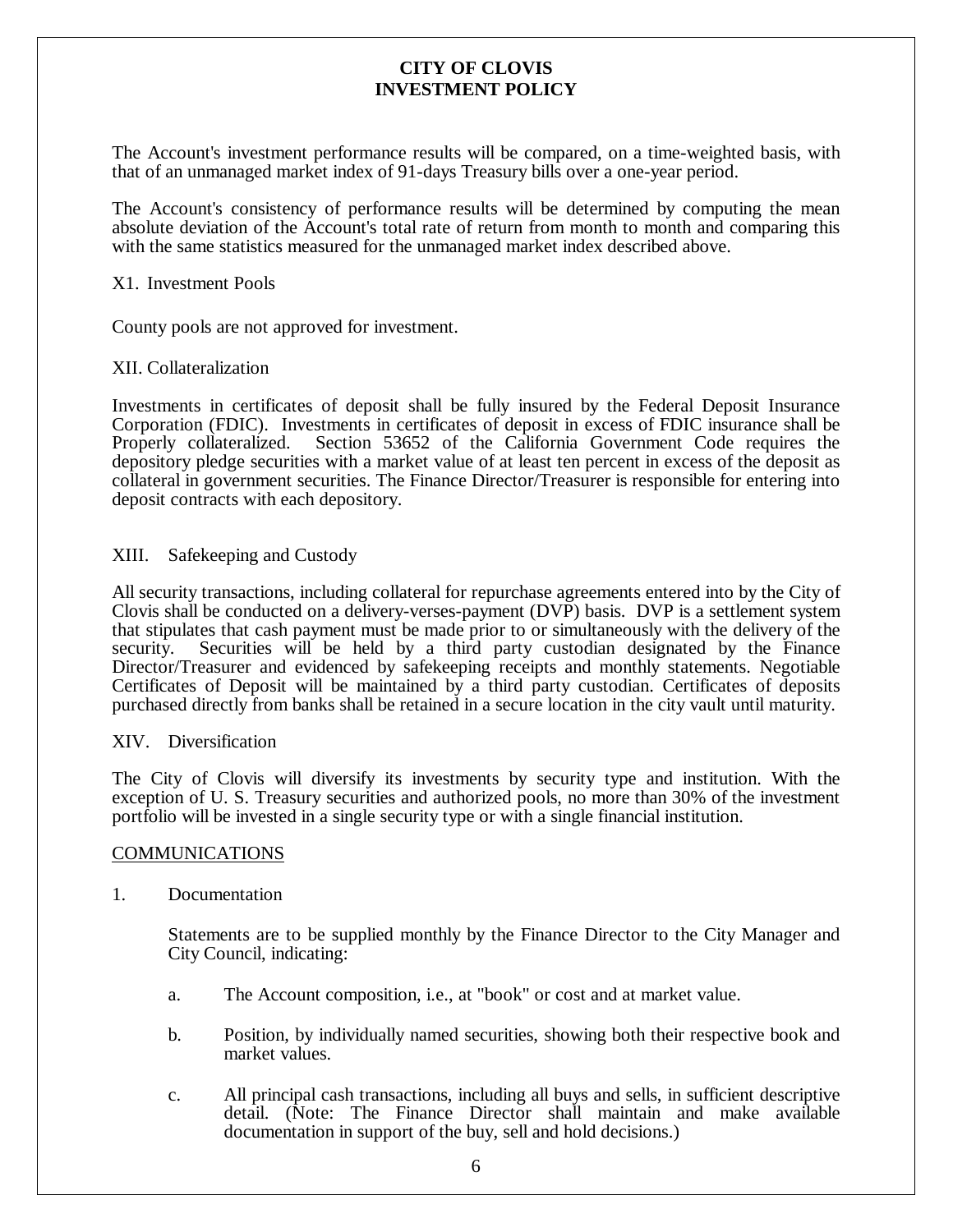The Account's investment performance results will be compared, on a time-weighted basis, with that of an unmanaged market index of 91-days Treasury bills over a one-year period.

The Account's consistency of performance results will be determined by computing the mean absolute deviation of the Account's total rate of return from month to month and comparing this with the same statistics measured for the unmanaged market index described above.

X1. Investment Pools

County pools are not approved for investment.

XII. Collateralization

Investments in certificates of deposit shall be fully insured by the Federal Deposit Insurance Corporation (FDIC). Investments in certificates of deposit in excess of FDIC insurance shall be Properly collateralized. Section 53652 of the California Government Code requires the depository pledge securities with a market value of at least ten percent in excess of the deposit as collateral in government securities. The Finance Director/Treasurer is responsible for entering into deposit contracts with each depository.

XIII. Safekeeping and Custody

All security transactions, including collateral for repurchase agreements entered into by the City of Clovis shall be conducted on a delivery-verses-payment (DVP) basis. DVP is a settlement system that stipulates that cash payment must be made prior to or simultaneously with the delivery of the security. Securities will be held by a third party custodian designated by the Finance Director/Treasurer and evidenced by safekeeping receipts and monthly statements. Negotiable Certificates of Deposit will be maintained by a third party custodian. Certificates of deposits purchased directly from banks shall be retained in a secure location in the city vault until maturity.

XIV. Diversification

The City of Clovis will diversify its investments by security type and institution. With the exception of U. S. Treasury securities and authorized pools, no more than 30% of the investment portfolio will be invested in a single security type or with a single financial institution.

<u>COMMUNICATIONS</u>

1. Documentation

   Statements are to be supplied monthly by the Finance Director to the City Manager and City Council, indicating:

   a. The Account composition, i.e., at "book" or cost and at market value.

   b. Position, by individually named securities, showing both their respective book and market values.

   c. All principal cash transactions, including all buys and sells, in sufficient descriptive detail. (Note: The Finance Director shall maintain and make available documentation in support of the buy, sell and hold decisions.)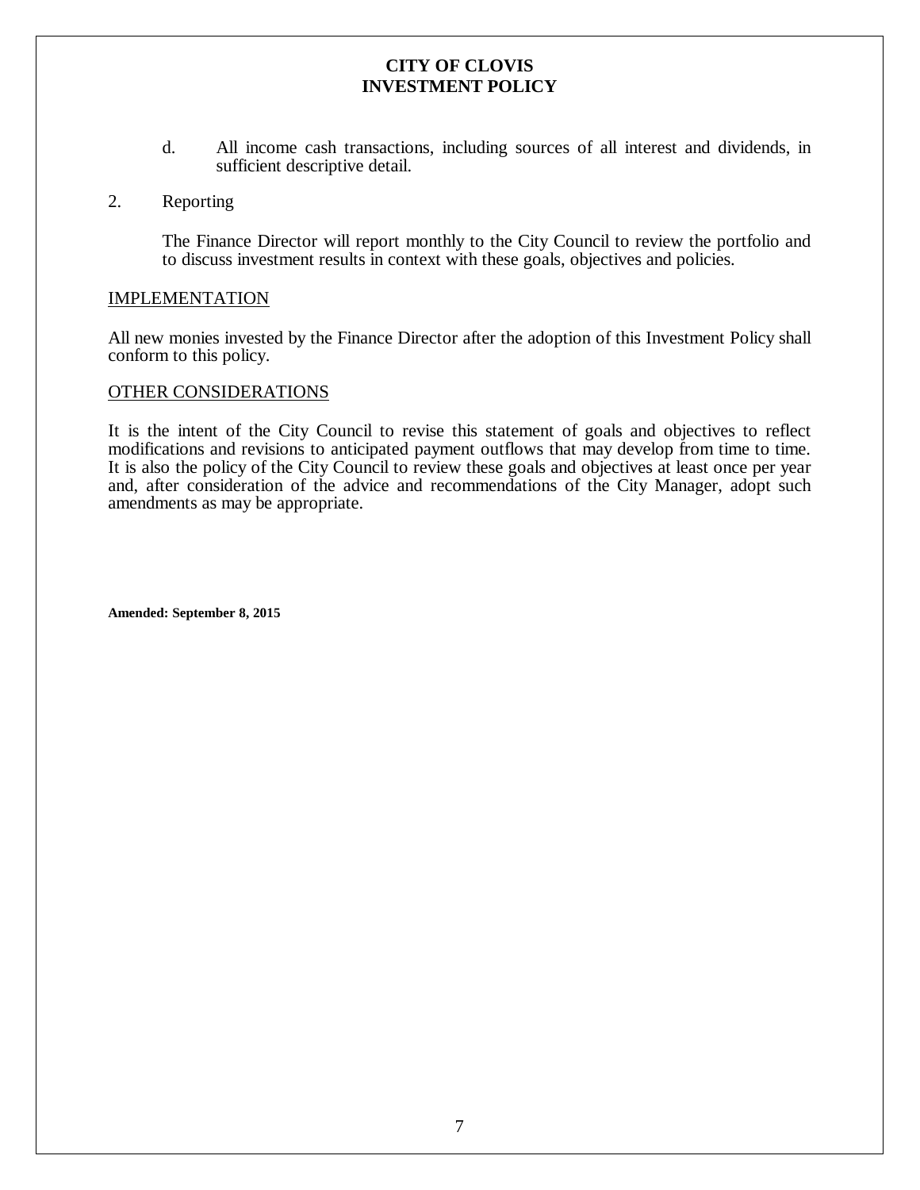d. All income cash transactions, including sources of all interest and dividends, in sufficient descriptive detail.

2. Reporting

   The Finance Director will report monthly to the City Council to review the portfolio and to discuss investment results in context with these goals, objectives and policies.

## IMPLEMENTATION

All new monies invested by the Finance Director after the adoption of this Investment Policy shall conform to this policy.

## OTHER CONSIDERATIONS

It is the intent of the City Council to revise this statement of goals and objectives to reflect modifications and revisions to anticipated payment outflows that may develop from time to time. It is also the policy of the City Council to review these goals and objectives at least once per year and, after consideration of the advice and recommendations of the City Manager, adopt such amendments as may be appropriate.

**Amended: September 8, 2015**